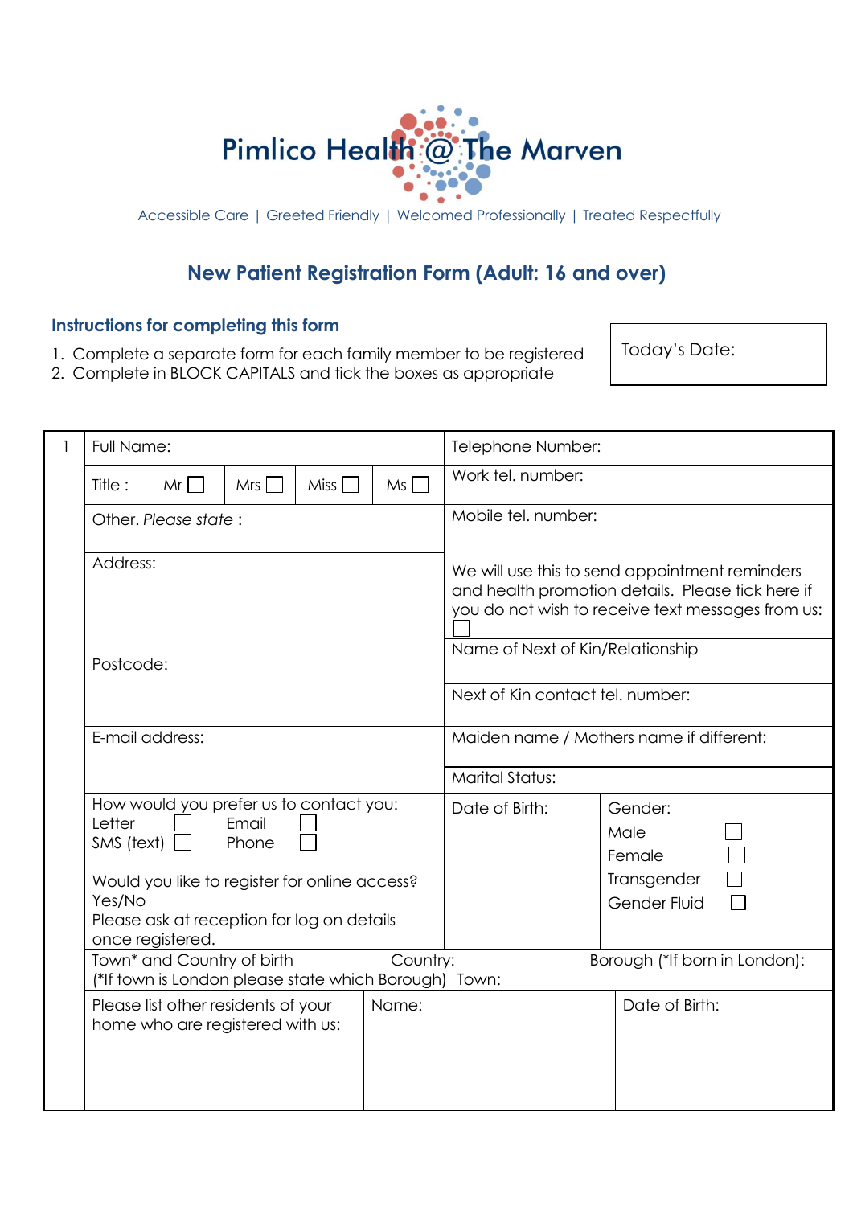# Pimlico Health @ The Marven

Accessible Care | Greeted Friendly | Welcomed Professionally | Treated Respectfully

## New Patient Registration Form (Adult: 16 and over)

### Instructions for completing this form

1. Complete a separate form for each family member to be registered
2. Complete in BLOCK CAPITALS and tick the boxes as appropriate

| Today's Date: |
|---|

| 1 | | | | | |
|---|---|---|---|---|---|
| | Full Name: | | | Telephone Number: | |
| | Title : Mr ☐ Mrs ☐ Miss ☐ Ms ☐ | | | Work tel. number: | |
| | Other. *Please state* : | | | Mobile tel. number:<br><br>We will use this to send appointment reminders and health promotion details. Please tick here if you do not wish to receive text messages from us: ☐ | |
| | Address:<br><br>Postcode: | | | Name of Next of Kin/Relationship | |
| | | | | Next of Kin contact tel. number: | |
| | E-mail address: | | | Maiden name / Mothers name if different: | |
| | | | | Marital Status: | |
| | How would you prefer us to contact you:<br>Letter ☐ Email ☐<br>SMS (text) ☐ Phone ☐<br><br>Would you like to register for online access? Yes/No<br>Please ask at reception for log on details once registered. | | | Date of Birth: | Gender:<br>Male ☐<br>Female ☐<br>Transgender ☐<br>Gender Fluid ☐ |
| | Town* and Country of birth<br>(*If town is London please state which Borough) | | Country:<br>Town: | Borough (*If born in London): | |
| | Please list other residents of your home who are registered with us: | Name: | | Date of Birth: | |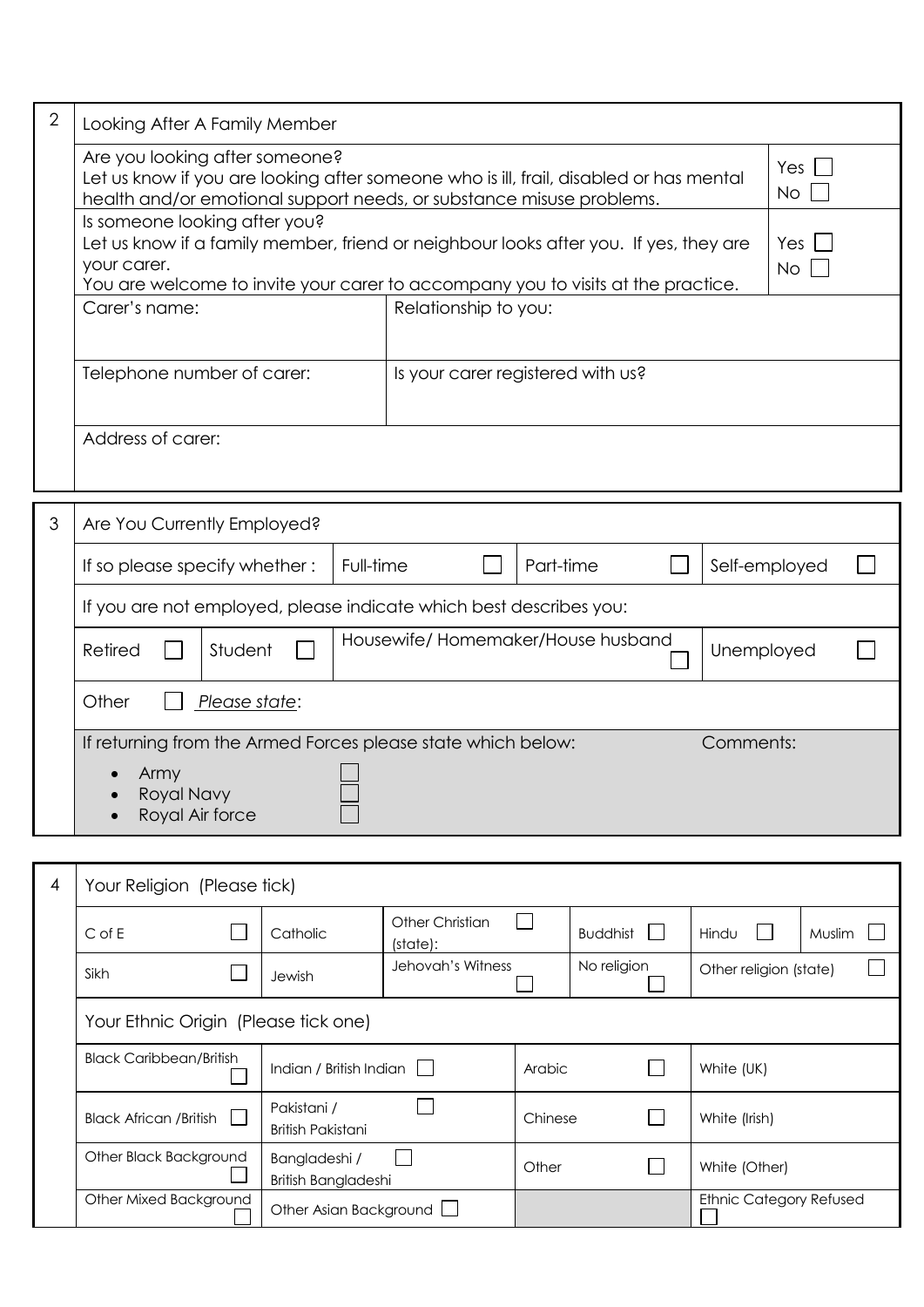## 2 Looking After A Family Member

| | |
|---|---|
| Are you looking after someone?<br>Let us know if you are looking after someone who is ill, frail, disabled or has mental health and/or emotional support needs, or substance misuse problems. | Yes ☐<br>No ☐ |
| Is someone looking after you?<br>Let us know if a family member, friend or neighbour looks after you. If yes, they are your carer.<br>You are welcome to invite your carer to accompany you to visits at the practice. | Yes ☐<br>No ☐ |

| | |
|---|---|
| Carer's name: | Relationship to you: |
| Telephone number of carer: | Is your carer registered with us? |
| Address of carer: | |

## 3 Are You Currently Employed?

| | | | |
|---|---|---|---|
| If so please specify whether : | Full-time ☐ | Part-time ☐ | Self-employed ☐ |

If you are not employed, please indicate which best describes you:

| | | | |
|---|---|---|---|
| Retired ☐ | Student ☐ | Housewife/ Homemaker/House husband ☐ | Unemployed ☐ |

Other ☐ _Please state_:

If returning from the Armed Forces please state which below:

- Army ☐
- Royal Navy ☐
- Royal Air force ☐

Comments:

## 4 Your Religion (Please tick)

| | | | | | |
|---|---|---|---|---|---|
| C of E ☐ | Catholic | Other Christian (state): ☐ | Buddhist ☐ | Hindu ☐ | Muslim ☐ |
| Sikh ☐ | Jewish | Jehovah's Witness ☐ | No religion ☐ | Other religion (state) ☐ | |

### Your Ethnic Origin (Please tick one)

| | | | |
|---|---|---|---|
| Black Caribbean/British ☐ | Indian / British Indian ☐ | Arabic ☐ | White (UK) |
| Black African /British ☐ | Pakistani / British Pakistani ☐ | Chinese ☐ | White (Irish) |
| Other Black Background ☐ | Bangladeshi / British Bangladeshi ☐ | Other ☐ | White (Other) |
| Other Mixed Background ☐ | Other Asian Background ☐ | | Ethnic Category Refused ☐ |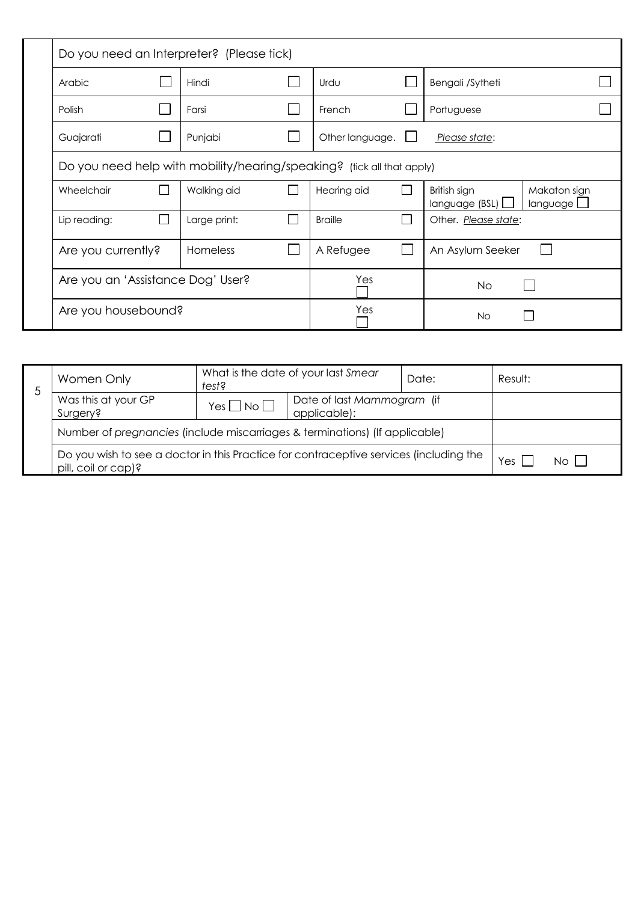| Do you need an Interpreter? (Please tick) | | | | | | | | |
|---|---|---|---|---|---|---|---|---|
| Arabic | ☐ | Hindi | ☐ | Urdu | ☐ | Bengali /Sytheti | | ☐ |
| Polish | ☐ | Farsi | ☐ | French | ☐ | Portuguese | | ☐ |
| Guajarati | ☐ | Punjabi | ☐ | Other language. | ☐ | _Please state_: | | |
| Do you need help with mobility/hearing/speaking? (tick all that apply) | | | | | | | | |
| Wheelchair | ☐ | Walking aid | ☐ | Hearing aid | ☐ | British sign language (BSL) ☐ | Makaton sign language ☐ | |
| Lip reading: | ☐ | Large print: | ☐ | Braille | ☐ | Other. _Please state_: | | |
| Are you currently? | | Homeless | ☐ | A Refugee | ☐ | An Asylum Seeker ☐ | | |
| Are you an 'Assistance Dog' User? | | | | Yes ☐ | | No ☐ | | |
| Are you housebound? | | | | Yes ☐ | | No ☐ | | |

| 5 | Women Only | What is the date of your last *Smear test*? | | Date: | Result: |
|---|---|---|---|---|---|
| | Was this at your GP Surgery? | Yes ☐ No ☐ | Date of last *Mammogram* (if applicable): | | |
| | Number of *pregnancies* (include miscarriages & terminations) (If applicable) | | | | |
| | Do you wish to see a doctor in this Practice for contraceptive services (including the pill, coil or cap)? | | | | Yes ☐ No ☐ |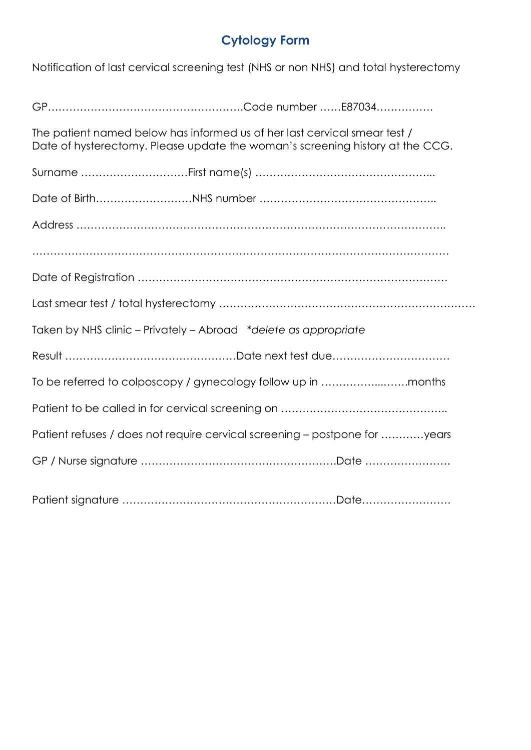# Cytology Form

Notification of last cervical screening test (NHS or non NHS) and total hysterectomy

GP……………………………………………….Code number ……E87034…………….

The patient named below has informed us of her last cervical smear test /
Date of hysterectomy. Please update the woman's screening history at the CCG.

Surname …………………………First name(s) …………………………………………...

Date of Birth………………………NHS number …………………………………………..

Address ………………………………………………………………………………………..

…………………………………………………………………………………………………

Date of Registration …………………………………………………………………………

Last smear test / total hysterectomy ………………………………………………………………

Taken by NHS clinic – Privately – Abroad *delete as appropriate*

Result …………………………………………Date next test due……………………………

To be referred to colposcopy / gynecology follow up in ……………...…….months

Patient to be called in for cervical screening on ………………………………………..

Patient refuses / does not require cervical screening – postpone for …………years

GP / Nurse signature ……………………………………………….Date ……………………

Patient signature ……………………………………………………Date……………………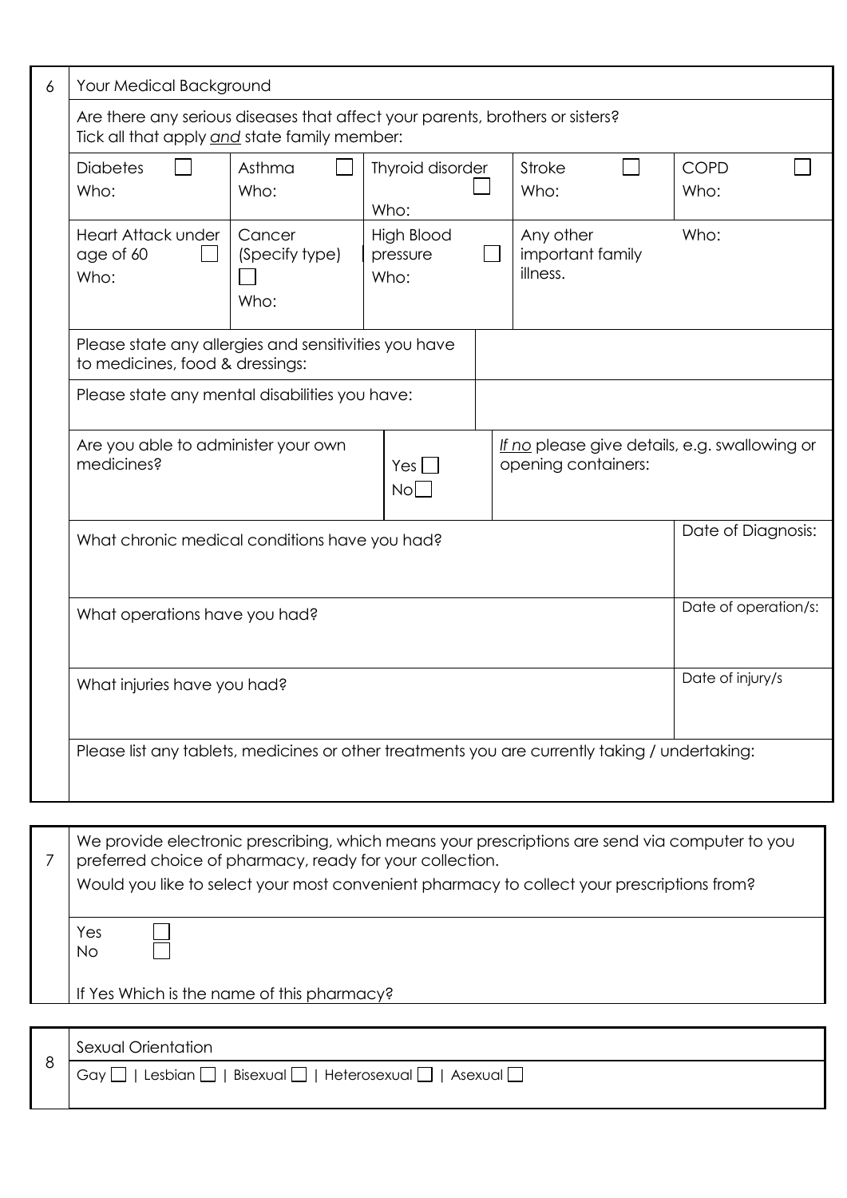## 6 Your Medical Background

Are there any serious diseases that affect your parents, brothers or sisters?
Tick all that apply *and* state family member:

| Diabetes ☐ Who: | Asthma ☐ Who: | Thyroid disorder ☐ Who: | Stroke ☐ Who: | COPD ☐ Who: |
|---|---|---|---|---|
| Heart Attack under age of 60 ☐ Who: | Cancer (Specify type) ☐ Who: | High Blood pressure ☐ Who: | Any other important family illness. | Who: |

| | |
|---|---|
| Please state any allergies and sensitivities you have to medicines, food & dressings: | |
| Please state any mental disabilities you have: | |

| | | |
|---|---|---|
| Are you able to administer your own medicines? | Yes ☐ No ☐ | *If no* please give details, e.g. swallowing or opening containers: |

| | |
|---|---|
| What chronic medical conditions have you had? | Date of Diagnosis: |
| What operations have you had? | Date of operation/s: |
| What injuries have you had? | Date of injury/s |

Please list any tablets, medicines or other treatments you are currently taking / undertaking:

## 7

We provide electronic prescribing, which means your prescriptions are send via computer to you preferred choice of pharmacy, ready for your collection.
Would you like to select your most convenient pharmacy to collect your prescriptions from?

Yes ☐
No ☐

If Yes Which is the name of this pharmacy?

## 8 Sexual Orientation

Gay ☐ | Lesbian ☐ | Bisexual ☐ | Heterosexual ☐ | Asexual ☐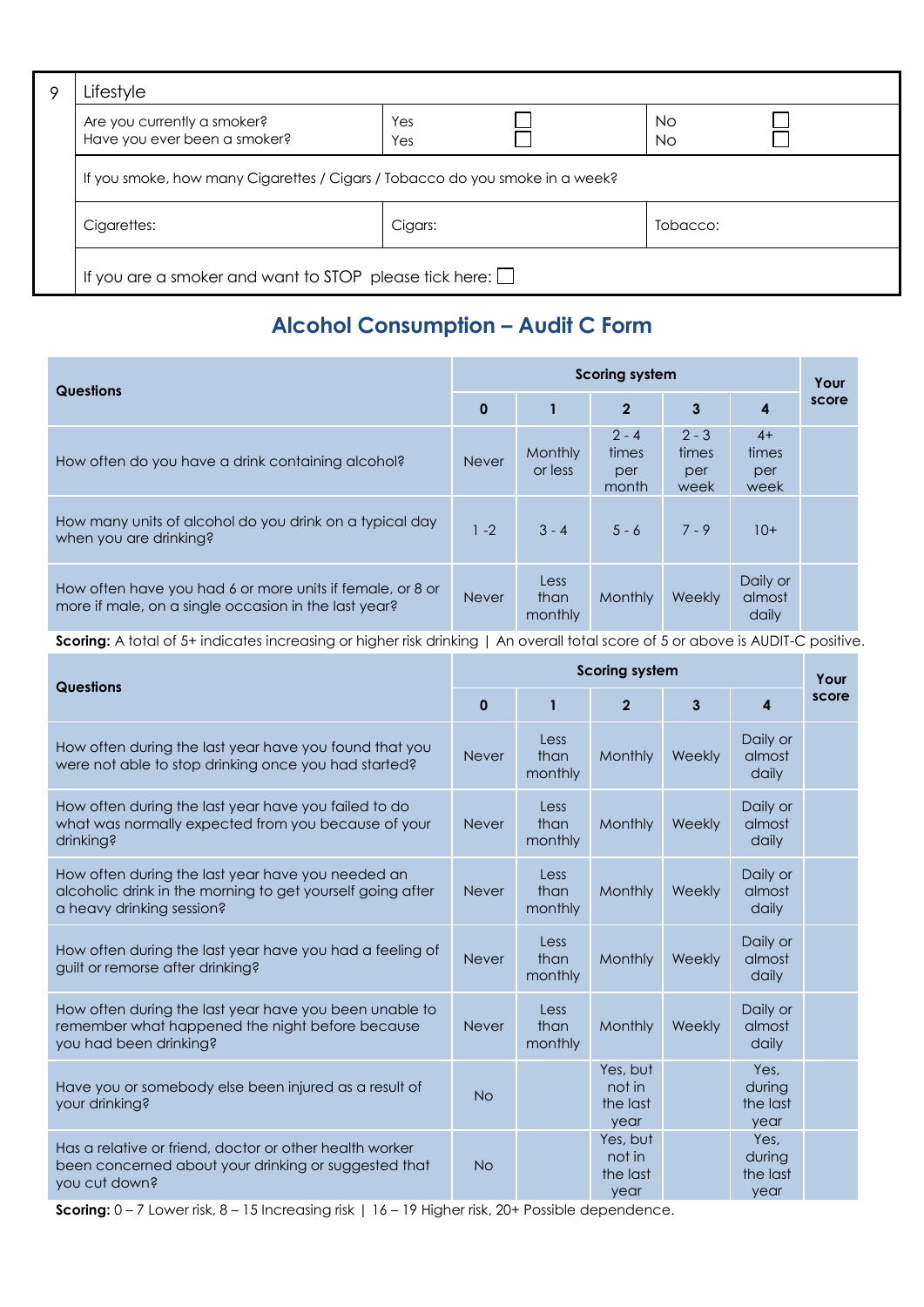| 9 | Lifestyle | | |
|---|---|---|---|
| | Are you currently a smoker?<br>Have you ever been a smoker? | Yes ☐<br>Yes ☐ | No ☐<br>No ☐ |
| | If you smoke, how many Cigarettes / Cigars / Tobacco do you smoke in a week? | | |
| | Cigarettes: | Cigars: | Tobacco: |
| | If you are a smoker and want to STOP please tick here: ☐ | | |

## Alcohol Consumption – Audit C Form

| Questions | Scoring system | | | | | Your score |
|---|---|---|---|---|---|---|
| | 0 | 1 | 2 | 3 | 4 | |
| How often do you have a drink containing alcohol? | Never | Monthly or less | 2 - 4 times per month | 2 - 3 times per week | 4+ times per week | |
| How many units of alcohol do you drink on a typical day when you are drinking? | 1 -2 | 3 - 4 | 5 - 6 | 7 - 9 | 10+ | |
| How often have you had 6 or more units if female, or 8 or more if male, on a single occasion in the last year? | Never | Less than monthly | Monthly | Weekly | Daily or almost daily | |

**Scoring:** A total of 5+ indicates increasing or higher risk drinking | An overall total score of 5 or above is AUDIT-C positive.

| Questions | Scoring system | | | | | Your score |
|---|---|---|---|---|---|---|
| | 0 | 1 | 2 | 3 | 4 | |
| How often during the last year have you found that you were not able to stop drinking once you had started? | Never | Less than monthly | Monthly | Weekly | Daily or almost daily | |
| How often during the last year have you failed to do what was normally expected from you because of your drinking? | Never | Less than monthly | Monthly | Weekly | Daily or almost daily | |
| How often during the last year have you needed an alcoholic drink in the morning to get yourself going after a heavy drinking session? | Never | Less than monthly | Monthly | Weekly | Daily or almost daily | |
| How often during the last year have you had a feeling of guilt or remorse after drinking? | Never | Less than monthly | Monthly | Weekly | Daily or almost daily | |
| How often during the last year have you been unable to remember what happened the night before because you had been drinking? | Never | Less than monthly | Monthly | Weekly | Daily or almost daily | |
| Have you or somebody else been injured as a result of your drinking? | No | | Yes, but not in the last year | | Yes, during the last year | |
| Has a relative or friend, doctor or other health worker been concerned about your drinking or suggested that you cut down? | No | | Yes, but not in the last year | | Yes, during the last year | |

**Scoring:** 0 – 7 Lower risk, 8 – 15 Increasing risk | 16 – 19 Higher risk, 20+ Possible dependence.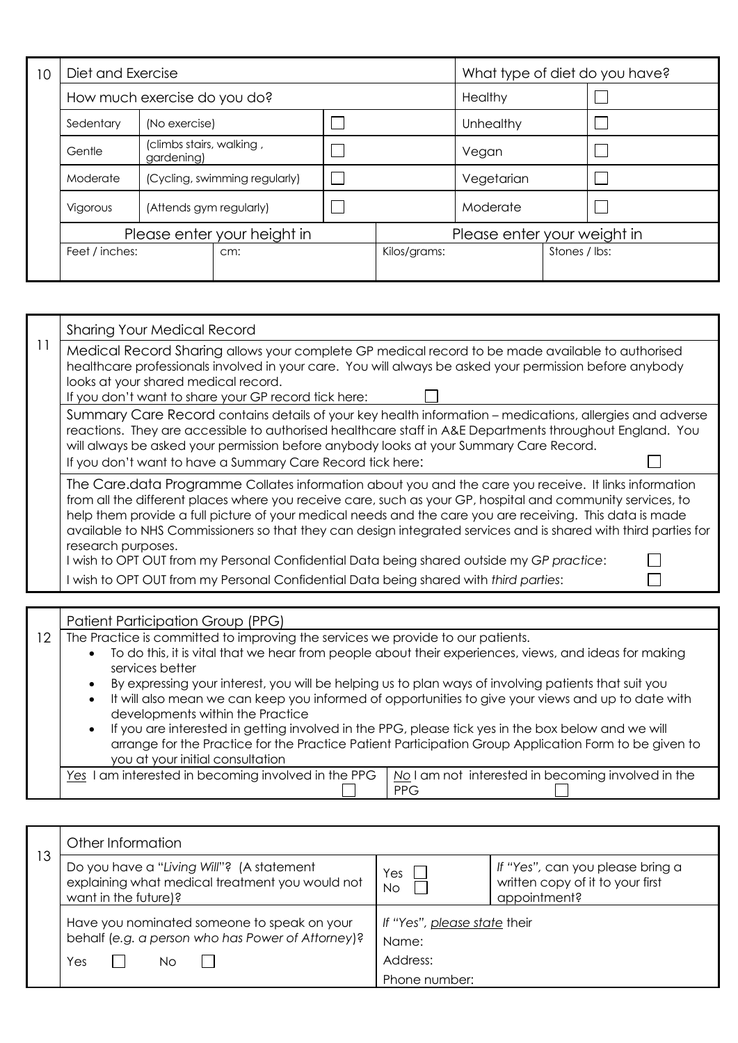| 10 | Diet and Exercise | | | | What type of diet do you have? | |
|---|---|---|---|---|---|---|
| | How much exercise do you do? | | | | Healthy | ☐ |
| | Sedentary | (No exercise) | ☐ | | Unhealthy | ☐ |
| | Gentle | (climbs stairs, walking , gardening) | ☐ | | Vegan | ☐ |
| | Moderate | (Cycling, swimming regularly) | ☐ | | Vegetarian | ☐ |
| | Vigorous | (Attends gym regularly) | ☐ | | Moderate | ☐ |
| | Please enter your height in | | | Please enter your weight in | | |
| | Feet / inches: | cm: | | Kilos/grams: | | Stones / lbs: |

| 11 | Sharing Your Medical Record | |
|---|---|---|
| | Medical Record Sharing allows your complete GP medical record to be made available to authorised healthcare professionals involved in your care. You will always be asked your permission before anybody looks at your shared medical record.<br>If you don't want to share your GP record tick here: | ☐ |
| | Summary Care Record contains details of your key health information – medications, allergies and adverse reactions. They are accessible to authorised healthcare staff in A&E Departments throughout England. You will always be asked your permission before anybody looks at your Summary Care Record.<br>If you don't want to have a Summary Care Record tick here: | ☐ |
| | The Care.data Programme Collates information about you and the care you receive. It links information from all the different places where you receive care, such as your GP, hospital and community services, to help them provide a full picture of your medical needs and the care you are receiving. This data is made available to NHS Commissioners so that they can design integrated services and is shared with third parties for research purposes. | |
| | I wish to OPT OUT from my Personal Confidential Data being shared outside my *GP practice*: | ☐ |
| | I wish to OPT OUT from my Personal Confidential Data being shared with *third parties*: | ☐ |

| 12 | Patient Participation Group (PPG) | |
|---|---|---|
| | The Practice is committed to improving the services we provide to our patients.<br>• To do this, it is vital that we hear from people about their experiences, views, and ideas for making services better<br>• By expressing your interest, you will be helping us to plan ways of involving patients that suit you<br>• It will also mean we can keep you informed of opportunities to give your views and up to date with developments within the Practice<br>• If you are interested in getting involved in the PPG, please tick yes in the box below and we will arrange for the Practice for the Practice Patient Participation Group Application Form to be given to you at your initial consultation | |
| | Yes I am interested in becoming involved in the PPG ☐ | No I am not interested in becoming involved in the PPG ☐ |

| 13 | Other Information | | |
|---|---|---|---|
| | Do you have a "*Living Will*"? (A statement explaining what medical treatment you would not want in the future)? | Yes ☐<br>No ☐ | *If "Yes", can you please bring a written copy of it to your first appointment?* |
| | Have you nominated someone to speak on your behalf (*e.g. a person who has Power of Attorney*)?<br>Yes ☐ No ☐ | *If "Yes", please state* their<br>Name:<br>Address:<br>Phone number: | |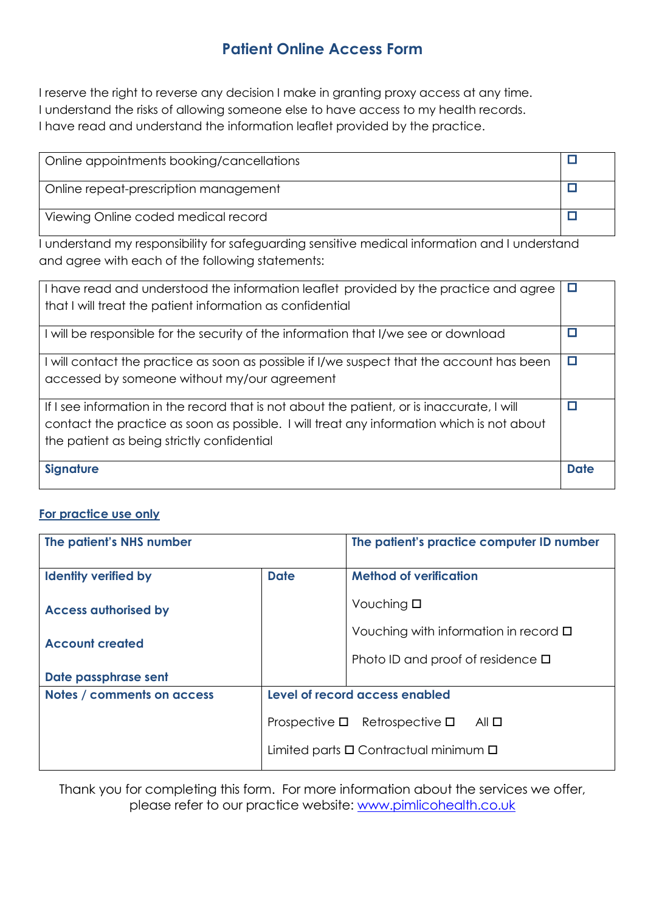## Patient Online Access Form

I reserve the right to reverse any decision I make in granting proxy access at any time.
I understand the risks of allowing someone else to have access to my health records.
I have read and understand the information leaflet provided by the practice.

| | |
|---|---|
| Online appointments booking/cancellations | ☐ |
| Online repeat-prescription management | ☐ |
| Viewing Online coded medical record | ☐ |

I understand my responsibility for safeguarding sensitive medical information and I understand and agree with each of the following statements:

| | |
|---|---|
| I have read and understood the information leaflet provided by the practice and agree that I will treat the patient information as confidential | ☐ |
| I will be responsible for the security of the information that I/we see or download | ☐ |
| I will contact the practice as soon as possible if I/we suspect that the account has been accessed by someone without my/our agreement | ☐ |
| If I see information in the record that is not about the patient, or is inaccurate, I will contact the practice as soon as possible. I will treat any information which is not about the patient as being strictly confidential | ☐ |
| **Signature** | **Date** |

**For practice use only**

| | | |
|---|---|---|
| **The patient's NHS number** | | **The patient's practice computer ID number** |
| **Identity verified by**<br><br>**Access authorised by**<br><br>**Account created**<br><br>**Date passphrase sent** | **Date** | **Method of verification**<br><br>Vouching ☐<br><br>Vouching with information in record ☐<br><br>Photo ID and proof of residence ☐ |
| **Notes / comments on access** | **Level of record access enabled**<br><br>Prospective ☐ Retrospective ☐ All ☐<br><br>Limited parts ☐ Contractual minimum ☐ | |

Thank you for completing this form. For more information about the services we offer, please refer to our practice website: [www.pimlicohealth.co.uk](www.pimlicohealth.co.uk)